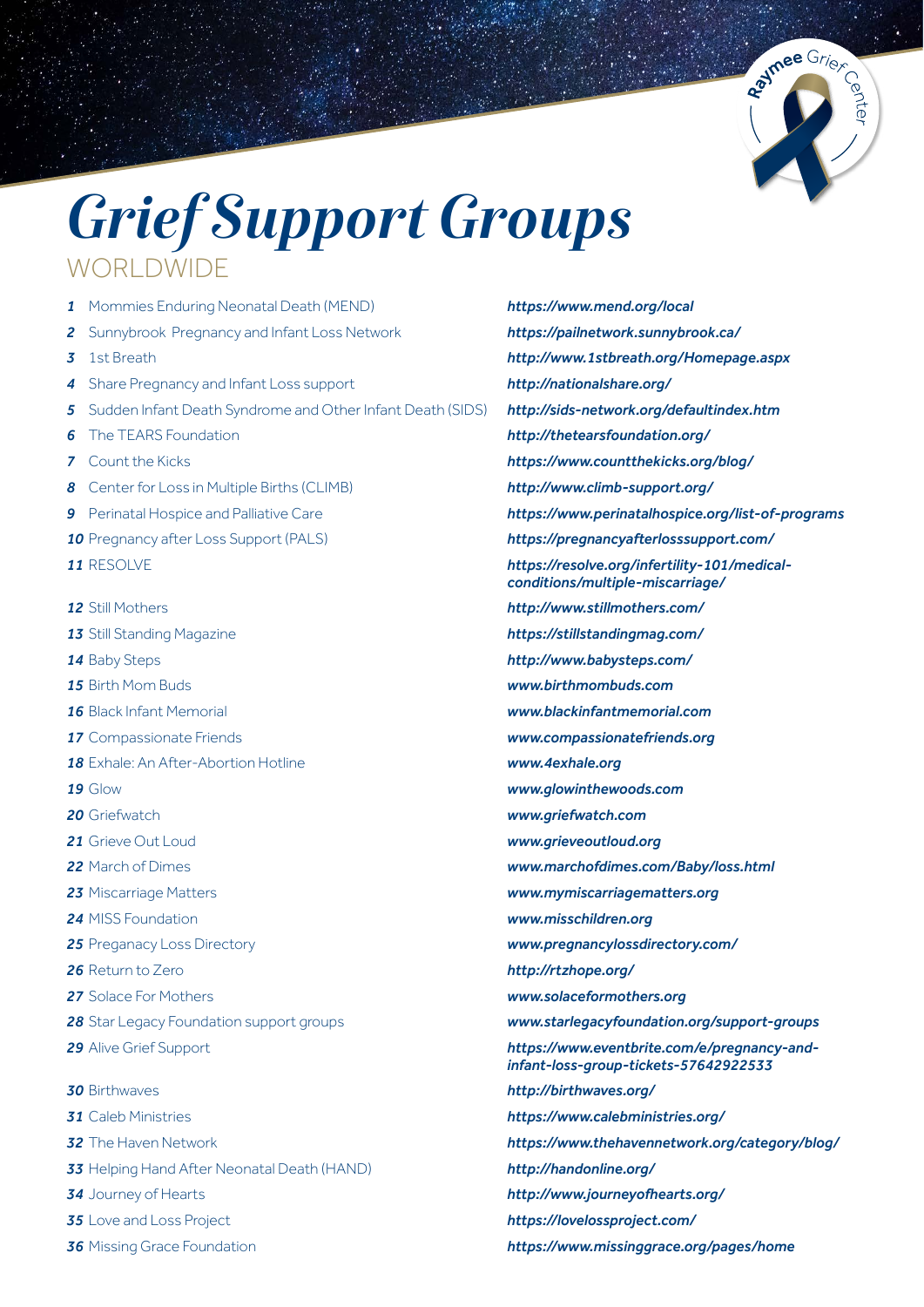# *Grief Support Groups*

## WORLDWIDE

| # | Name | Website |
|---|---|---|
| 1 | Mommies Enduring Neonatal Death (MEND) | https://www.mend.org/local |
| 2 | Sunnybrook Pregnancy and Infant Loss Network | https://pailnetwork.sunnybrook.ca/ |
| 3 | 1st Breath | http://www.1stbreath.org/Homepage.aspx |
| 4 | Share Pregnancy and Infant Loss support | http://nationalshare.org/ |
| 5 | Sudden Infant Death Syndrome and Other Infant Death (SIDS) | http://sids-network.org/defaultindex.htm |
| 6 | The TEARS Foundation | http://thetearsfoundation.org/ |
| 7 | Count the Kicks | https://www.countthekicks.org/blog/ |
| 8 | Center for Loss in Multiple Births (CLIMB) | http://www.climb-support.org/ |
| 9 | Perinatal Hospice and Palliative Care | https://www.perinatalhospice.org/list-of-programs |
| 10 | Pregnancy after Loss Support (PALS) | https://pregnancyafterlosssupport.com/ |
| 11 | RESOLVE | https://resolve.org/infertility-101/medical-conditions/multiple-miscarriage/ |
| 12 | Still Mothers | http://www.stillmothers.com/ |
| 13 | Still Standing Magazine | https://stillstandingmag.com/ |
| 14 | Baby Steps | http://www.babysteps.com/ |
| 15 | Birth Mom Buds | www.birthmombuds.com |
| 16 | Black Infant Memorial | www.blackinfantmemorial.com |
| 17 | Compassionate Friends | www.compassionatefriends.org |
| 18 | Exhale: An After-Abortion Hotline | www.4exhale.org |
| 19 | Glow | www.glowinthewoods.com |
| 20 | Griefwatch | www.griefwatch.com |
| 21 | Grieve Out Loud | www.grieveoutloud.org |
| 22 | March of Dimes | www.marchofdimes.com/Baby/loss.html |
| 23 | Miscarriage Matters | www.mymiscarriagematters.org |
| 24 | MISS Foundation | www.misschildren.org |
| 25 | Preganacy Loss Directory | www.pregnancylossdirectory.com/ |
| 26 | Return to Zero | http://rtzhope.org/ |
| 27 | Solace For Mothers | www.solaceformothers.org |
| 28 | Star Legacy Foundation support groups | www.starlegacyfoundation.org/support-groups |
| 29 | Alive Grief Support | https://www.eventbrite.com/e/pregnancy-and-infant-loss-group-tickets-57642922533 |
| 30 | Birthwaves | http://birthwaves.org/ |
| 31 | Caleb Ministries | https://www.calebministries.org/ |
| 32 | The Haven Network | https://www.thehavennetwork.org/category/blog/ |
| 33 | Helping Hand After Neonatal Death (HAND) | http://handonline.org/ |
| 34 | Journey of Hearts | http://www.journeyofhearts.org/ |
| 35 | Love and Loss Project | https://lovelossproject.com/ |
| 36 | Missing Grace Foundation | https://www.missinggrace.org/pages/home |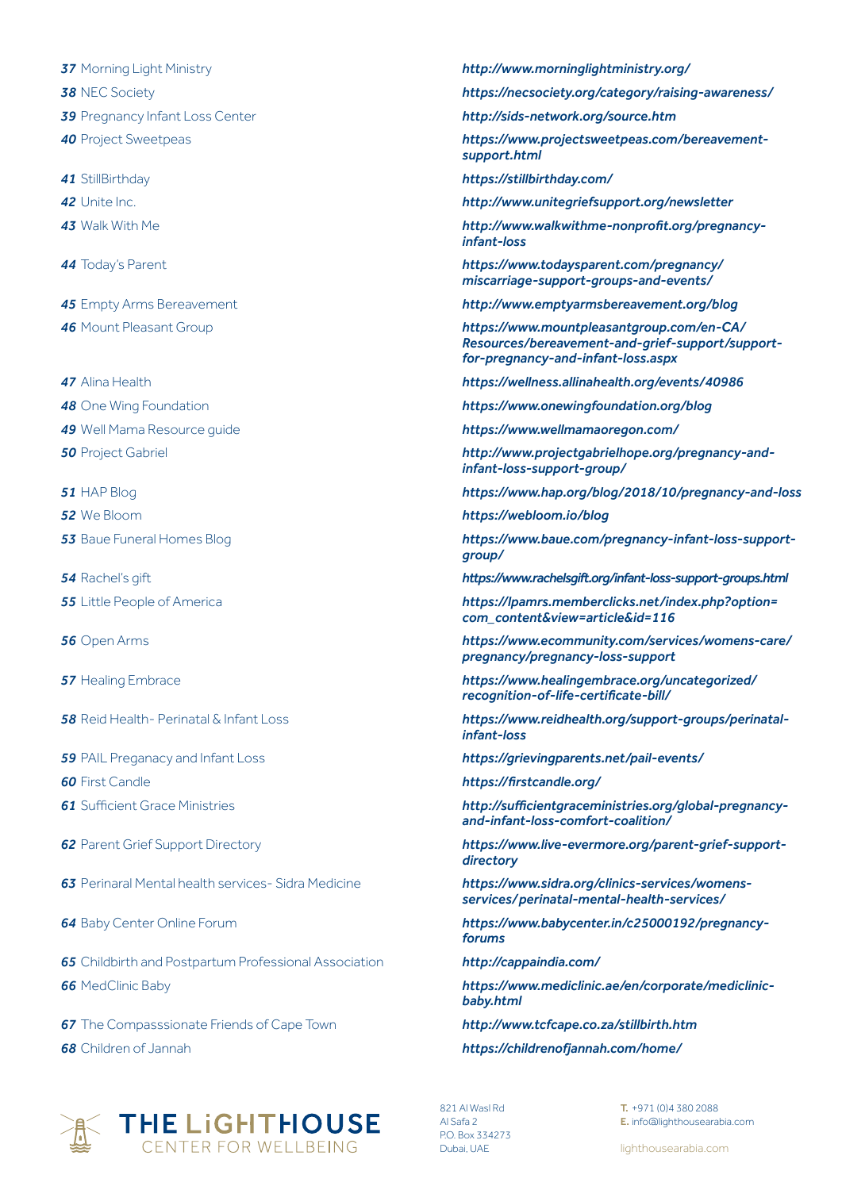| | | |
|---|---|---|
| **37** | Morning Light Ministry | ***http://www.morninglightministry.org/*** |
| **38** | NEC Society | ***https://necsociety.org/category/raising-awareness/*** |
| **39** | Pregnancy Infant Loss Center | ***http://sids-network.org/source.htm*** |
| **40** | Project Sweetpeas | ***https://www.projectsweetpeas.com/bereavement-support.html*** |
| **41** | StillBirthday | ***https://stillbirthday.com/*** |
| **42** | Unite Inc. | ***http://www.unitegriefsupport.org/newsletter*** |
| **43** | Walk With Me | ***http://www.walkwithme-nonprofit.org/pregnancy-infant-loss*** |
| **44** | Today's Parent | ***https://www.todaysparent.com/pregnancy/miscarriage-support-groups-and-events/*** |
| **45** | Empty Arms Bereavement | ***http://www.emptyarmsbereavement.org/blog*** |
| **46** | Mount Pleasant Group | ***https://www.mountpleasantgroup.com/en-CA/Resources/bereavement-and-grief-support/support-for-pregnancy-and-infant-loss.aspx*** |
| **47** | Alina Health | ***https://wellness.allinahealth.org/events/40986*** |
| **48** | One Wing Foundation | ***https://www.onewingfoundation.org/blog*** |
| **49** | Well Mama Resource guide | ***https://www.wellmamaoregon.com/*** |
| **50** | Project Gabriel | ***http://www.projectgabrielhope.org/pregnancy-and-infant-loss-support-group/*** |
| **51** | HAP Blog | ***https://www.hap.org/blog/2018/10/pregnancy-and-loss*** |
| **52** | We Bloom | ***https://webloom.io/blog*** |
| **53** | Baue Funeral Homes Blog | ***https://www.baue.com/pregnancy-infant-loss-support-group/*** |
| **54** | Rachel's gift | ***https://www.rachelsgift.org/infant-loss-support-groups.html*** |
| **55** | Little People of America | ***https://lpamrs.memberclicks.net/index.php?option=com_content&view=article&id=116*** |
| **56** | Open Arms | ***https://www.ecommunity.com/services/womens-care/pregnancy/pregnancy-loss-support*** |
| **57** | Healing Embrace | ***https://www.healingembrace.org/uncategorized/recognition-of-life-certificate-bill/*** |
| **58** | Reid Health- Perinatal & Infant Loss | ***https://www.reidhealth.org/support-groups/perinatal-infant-loss*** |
| **59** | PAIL Preganacy and Infant Loss | ***https://grievingparents.net/pail-events/*** |
| **60** | First Candle | ***https://firstcandle.org/*** |
| **61** | Sufficient Grace Ministries | ***http://sufficientgraceministries.org/global-pregnancy-and-infant-loss-comfort-coalition/*** |
| **62** | Parent Grief Support Directory | ***https://www.live-evermore.org/parent-grief-support-directory*** |
| **63** | Perinaral Mental health services- Sidra Medicine | ***https://www.sidra.org/clinics-services/womens-services/perinatal-mental-health-services/*** |
| **64** | Baby Center Online Forum | ***https://www.babycenter.in/c25000192/pregnancy-forums*** |
| **65** | Childbirth and Postpartum Professional Association | ***http://cappaindia.com/*** |
| **66** | MedClinic Baby | ***https://www.mediclinic.ae/en/corporate/mediclinic-baby.html*** |
| **67** | The Compasssionate Friends of Cape Town | ***http://www.tcfcape.co.za/stillbirth.htm*** |
| **68** | Children of Jannah | ***https://childrenofjannah.com/home/*** |

THE LIGHTHOUSE
CENTER FOR WELLBEING

821 Al Wasl Rd
Al Safa 2
P.O. Box 334273
Dubai, UAE

**T.** +971 (0)4 380 2088
**E.** info@lighthousearabia.com

lighthousearabia.com